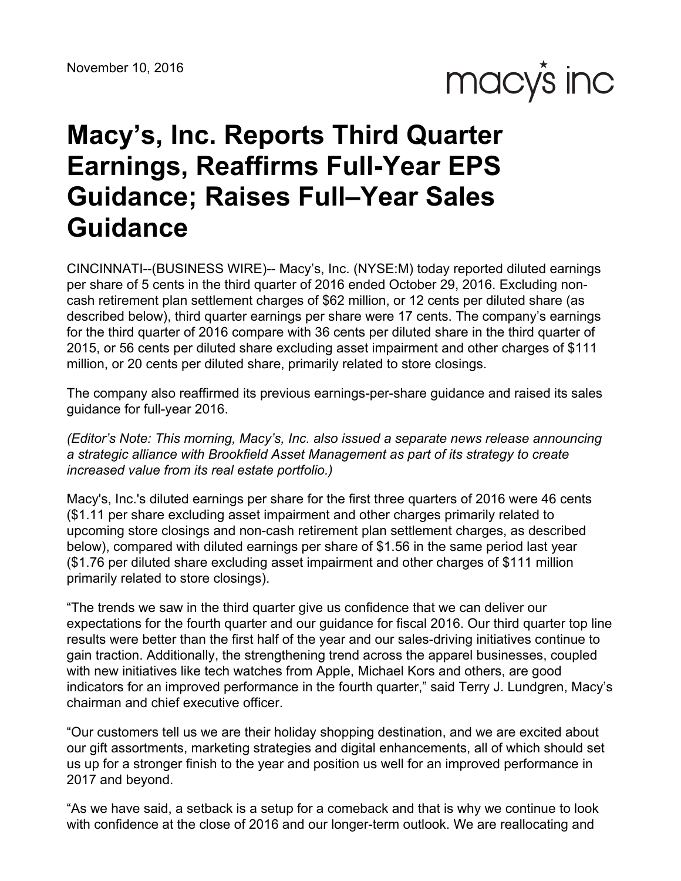November 10, 2016

macy's inc

# Macy's, Inc. Reports Third Quarter Earnings, Reaffirms Full-Year EPS Guidance; Raises Full–Year Sales Guidance

CINCINNATI--(BUSINESS WIRE)-- Macy's, Inc. (NYSE:M) today reported diluted earnings per share of 5 cents in the third quarter of 2016 ended October 29, 2016. Excluding non-cash retirement plan settlement charges of $62 million, or 12 cents per diluted share (as described below), third quarter earnings per share were 17 cents. The company's earnings for the third quarter of 2016 compare with 36 cents per diluted share in the third quarter of 2015, or 56 cents per diluted share excluding asset impairment and other charges of $111 million, or 20 cents per diluted share, primarily related to store closings.

The company also reaffirmed its previous earnings-per-share guidance and raised its sales guidance for full-year 2016.

*(Editor's Note: This morning, Macy's, Inc. also issued a separate news release announcing a strategic alliance with Brookfield Asset Management as part of its strategy to create increased value from its real estate portfolio.)*

Macy's, Inc.'s diluted earnings per share for the first three quarters of 2016 were 46 cents ($1.11 per share excluding asset impairment and other charges primarily related to upcoming store closings and non-cash retirement plan settlement charges, as described below), compared with diluted earnings per share of $1.56 in the same period last year ($1.76 per diluted share excluding asset impairment and other charges of $111 million primarily related to store closings).

"The trends we saw in the third quarter give us confidence that we can deliver our expectations for the fourth quarter and our guidance for fiscal 2016. Our third quarter top line results were better than the first half of the year and our sales-driving initiatives continue to gain traction. Additionally, the strengthening trend across the apparel businesses, coupled with new initiatives like tech watches from Apple, Michael Kors and others, are good indicators for an improved performance in the fourth quarter," said Terry J. Lundgren, Macy's chairman and chief executive officer.

"Our customers tell us we are their holiday shopping destination, and we are excited about our gift assortments, marketing strategies and digital enhancements, all of which should set us up for a stronger finish to the year and position us well for an improved performance in 2017 and beyond.

"As we have said, a setback is a setup for a comeback and that is why we continue to look with confidence at the close of 2016 and our longer-term outlook. We are reallocating and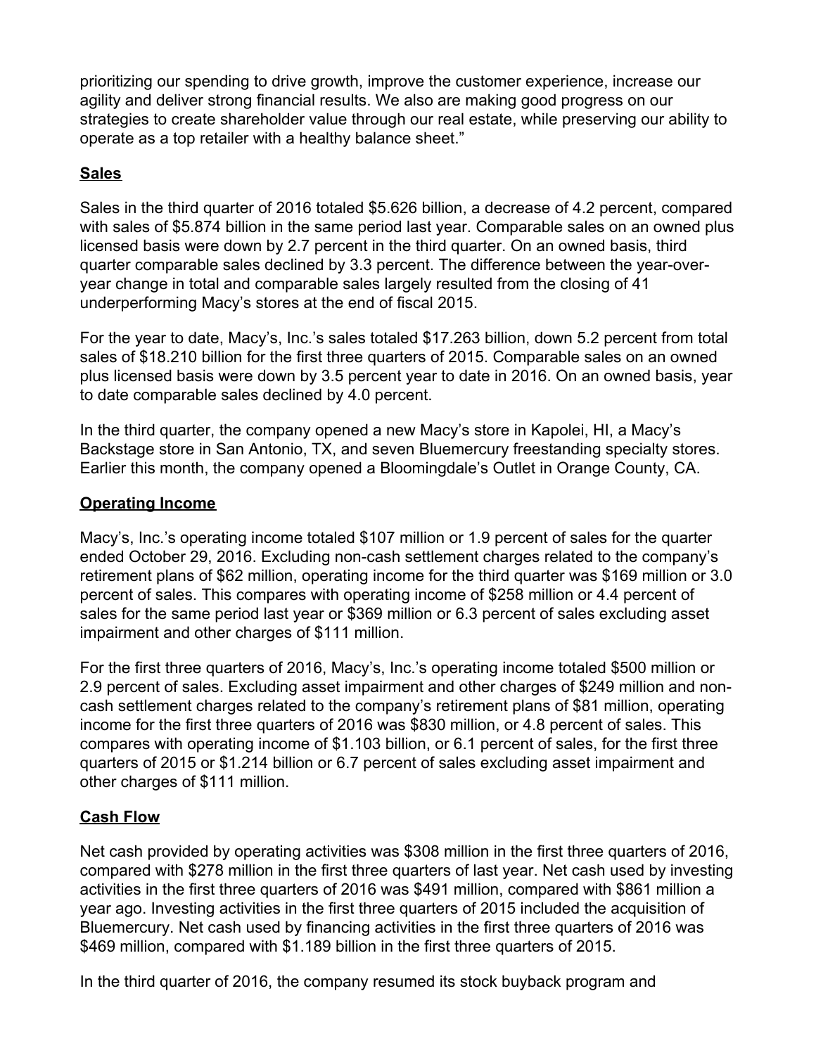prioritizing our spending to drive growth, improve the customer experience, increase our agility and deliver strong financial results. We also are making good progress on our strategies to create shareholder value through our real estate, while preserving our ability to operate as a top retailer with a healthy balance sheet."

## Sales

Sales in the third quarter of 2016 totaled $5.626 billion, a decrease of 4.2 percent, compared with sales of $5.874 billion in the same period last year. Comparable sales on an owned plus licensed basis were down by 2.7 percent in the third quarter. On an owned basis, third quarter comparable sales declined by 3.3 percent. The difference between the year-over-year change in total and comparable sales largely resulted from the closing of 41 underperforming Macy's stores at the end of fiscal 2015.

For the year to date, Macy's, Inc.'s sales totaled $17.263 billion, down 5.2 percent from total sales of $18.210 billion for the first three quarters of 2015. Comparable sales on an owned plus licensed basis were down by 3.5 percent year to date in 2016. On an owned basis, year to date comparable sales declined by 4.0 percent.

In the third quarter, the company opened a new Macy's store in Kapolei, HI, a Macy's Backstage store in San Antonio, TX, and seven Bluemercury freestanding specialty stores. Earlier this month, the company opened a Bloomingdale's Outlet in Orange County, CA.

## Operating Income

Macy's, Inc.'s operating income totaled $107 million or 1.9 percent of sales for the quarter ended October 29, 2016. Excluding non-cash settlement charges related to the company's retirement plans of $62 million, operating income for the third quarter was $169 million or 3.0 percent of sales. This compares with operating income of $258 million or 4.4 percent of sales for the same period last year or $369 million or 6.3 percent of sales excluding asset impairment and other charges of $111 million.

For the first three quarters of 2016, Macy's, Inc.'s operating income totaled $500 million or 2.9 percent of sales. Excluding asset impairment and other charges of $249 million and non-cash settlement charges related to the company's retirement plans of $81 million, operating income for the first three quarters of 2016 was $830 million, or 4.8 percent of sales. This compares with operating income of $1.103 billion, or 6.1 percent of sales, for the first three quarters of 2015 or $1.214 billion or 6.7 percent of sales excluding asset impairment and other charges of $111 million.

## Cash Flow

Net cash provided by operating activities was $308 million in the first three quarters of 2016, compared with $278 million in the first three quarters of last year. Net cash used by investing activities in the first three quarters of 2016 was $491 million, compared with $861 million a year ago. Investing activities in the first three quarters of 2015 included the acquisition of Bluemercury. Net cash used by financing activities in the first three quarters of 2016 was $469 million, compared with $1.189 billion in the first three quarters of 2015.

In the third quarter of 2016, the company resumed its stock buyback program and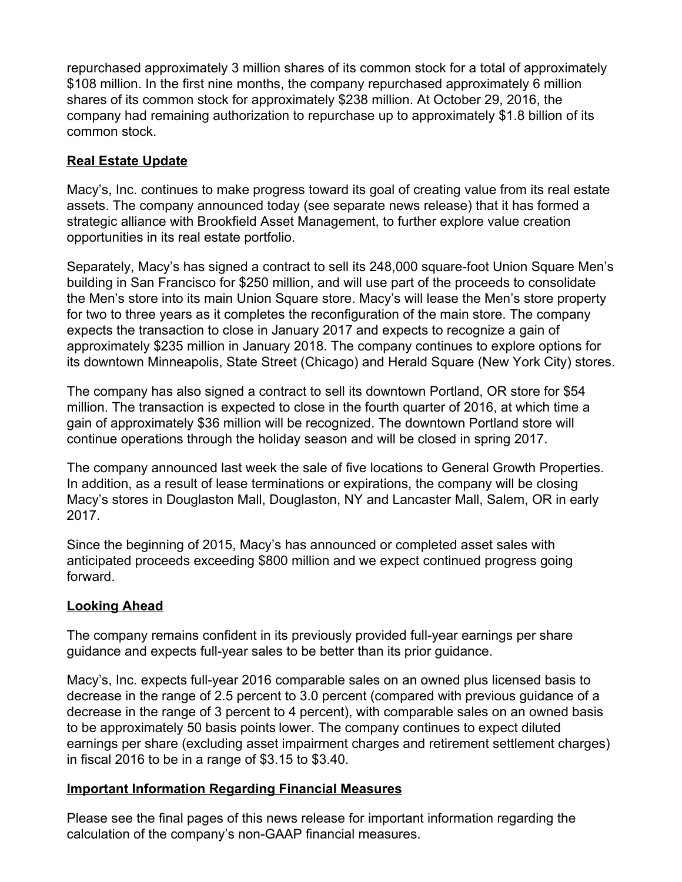repurchased approximately 3 million shares of its common stock for a total of approximately $108 million. In the first nine months, the company repurchased approximately 6 million shares of its common stock for approximately $238 million. At October 29, 2016, the company had remaining authorization to repurchase up to approximately $1.8 billion of its common stock.

**Real Estate Update**

Macy's, Inc. continues to make progress toward its goal of creating value from its real estate assets. The company announced today (see separate news release) that it has formed a strategic alliance with Brookfield Asset Management, to further explore value creation opportunities in its real estate portfolio.

Separately, Macy's has signed a contract to sell its 248,000 square-foot Union Square Men's building in San Francisco for $250 million, and will use part of the proceeds to consolidate the Men's store into its main Union Square store. Macy's will lease the Men's store property for two to three years as it completes the reconfiguration of the main store. The company expects the transaction to close in January 2017 and expects to recognize a gain of approximately $235 million in January 2018. The company continues to explore options for its downtown Minneapolis, State Street (Chicago) and Herald Square (New York City) stores.

The company has also signed a contract to sell its downtown Portland, OR store for $54 million. The transaction is expected to close in the fourth quarter of 2016, at which time a gain of approximately $36 million will be recognized. The downtown Portland store will continue operations through the holiday season and will be closed in spring 2017.

The company announced last week the sale of five locations to General Growth Properties. In addition, as a result of lease terminations or expirations, the company will be closing Macy's stores in Douglaston Mall, Douglaston, NY and Lancaster Mall, Salem, OR in early 2017.

Since the beginning of 2015, Macy's has announced or completed asset sales with anticipated proceeds exceeding $800 million and we expect continued progress going forward.

**Looking Ahead**

The company remains confident in its previously provided full-year earnings per share guidance and expects full-year sales to be better than its prior guidance.

Macy's, Inc. expects full-year 2016 comparable sales on an owned plus licensed basis to decrease in the range of 2.5 percent to 3.0 percent (compared with previous guidance of a decrease in the range of 3 percent to 4 percent), with comparable sales on an owned basis to be approximately 50 basis points lower. The company continues to expect diluted earnings per share (excluding asset impairment charges and retirement settlement charges) in fiscal 2016 to be in a range of $3.15 to $3.40.

**Important Information Regarding Financial Measures**

Please see the final pages of this news release for important information regarding the calculation of the company's non-GAAP financial measures.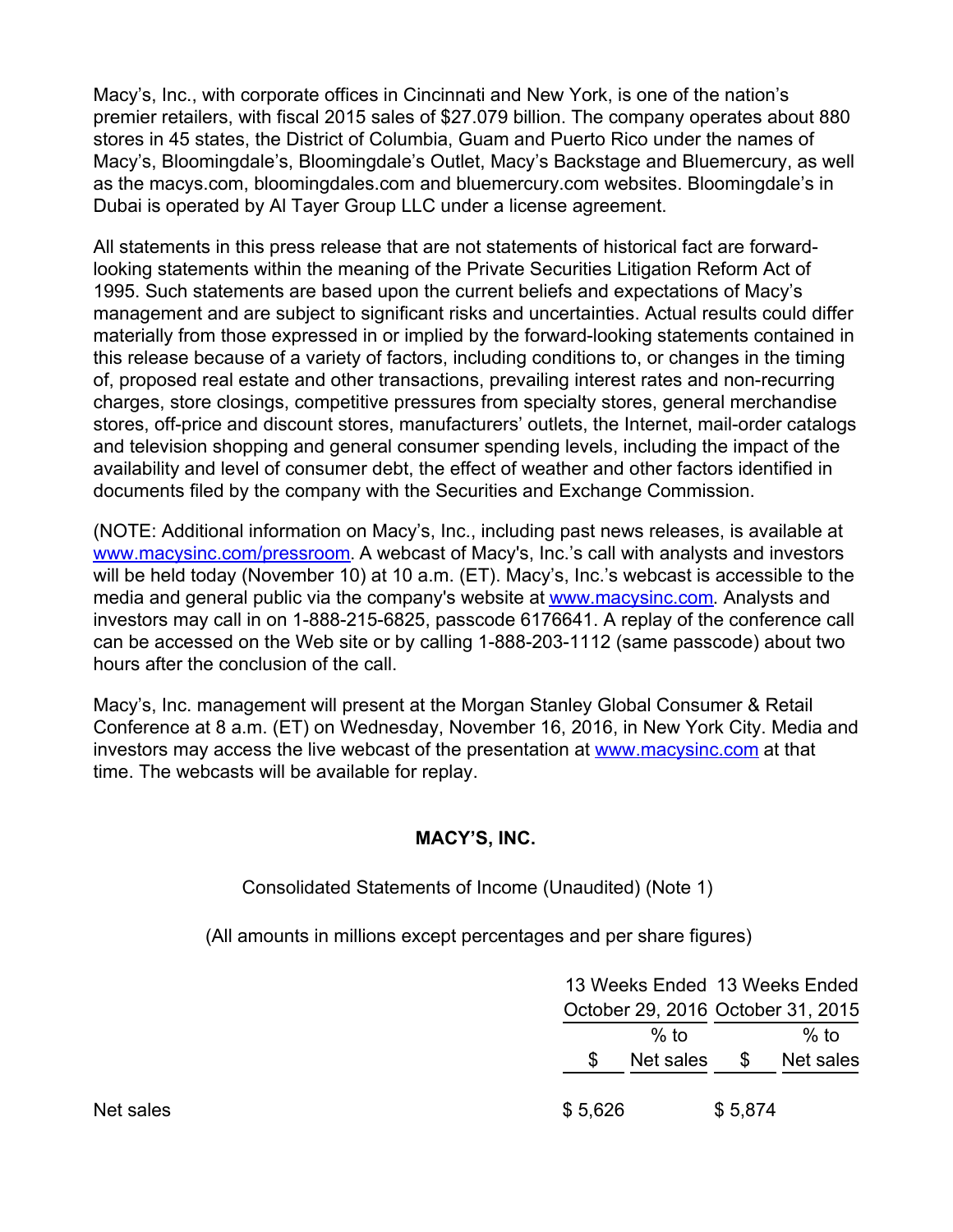Macy's, Inc., with corporate offices in Cincinnati and New York, is one of the nation's premier retailers, with fiscal 2015 sales of $27.079 billion. The company operates about 880 stores in 45 states, the District of Columbia, Guam and Puerto Rico under the names of Macy's, Bloomingdale's, Bloomingdale's Outlet, Macy's Backstage and Bluemercury, as well as the macys.com, bloomingdales.com and bluemercury.com websites. Bloomingdale's in Dubai is operated by Al Tayer Group LLC under a license agreement.

All statements in this press release that are not statements of historical fact are forward-looking statements within the meaning of the Private Securities Litigation Reform Act of 1995. Such statements are based upon the current beliefs and expectations of Macy's management and are subject to significant risks and uncertainties. Actual results could differ materially from those expressed in or implied by the forward-looking statements contained in this release because of a variety of factors, including conditions to, or changes in the timing of, proposed real estate and other transactions, prevailing interest rates and non-recurring charges, store closings, competitive pressures from specialty stores, general merchandise stores, off-price and discount stores, manufacturers' outlets, the Internet, mail-order catalogs and television shopping and general consumer spending levels, including the impact of the availability and level of consumer debt, the effect of weather and other factors identified in documents filed by the company with the Securities and Exchange Commission.

(NOTE: Additional information on Macy's, Inc., including past news releases, is available at www.macysinc.com/pressroom. A webcast of Macy's, Inc.'s call with analysts and investors will be held today (November 10) at 10 a.m. (ET). Macy's, Inc.'s webcast is accessible to the media and general public via the company's website at www.macysinc.com. Analysts and investors may call in on 1-888-215-6825, passcode 6176641. A replay of the conference call can be accessed on the Web site or by calling 1-888-203-1112 (same passcode) about two hours after the conclusion of the call.

Macy's, Inc. management will present at the Morgan Stanley Global Consumer & Retail Conference at 8 a.m. (ET) on Wednesday, November 16, 2016, in New York City. Media and investors may access the live webcast of the presentation at www.macysinc.com at that time. The webcasts will be available for replay.

**MACY'S, INC.**

Consolidated Statements of Income (Unaudited) (Note 1)

(All amounts in millions except percentages and per share figures)

| | 13 Weeks Ended October 29, 2016 | | 13 Weeks Ended October 31, 2015 | |
|---|---|---|---|---|
| | $ | % to Net sales | $ | % to Net sales |
| Net sales | $ 5,626 | | $ 5,874 | |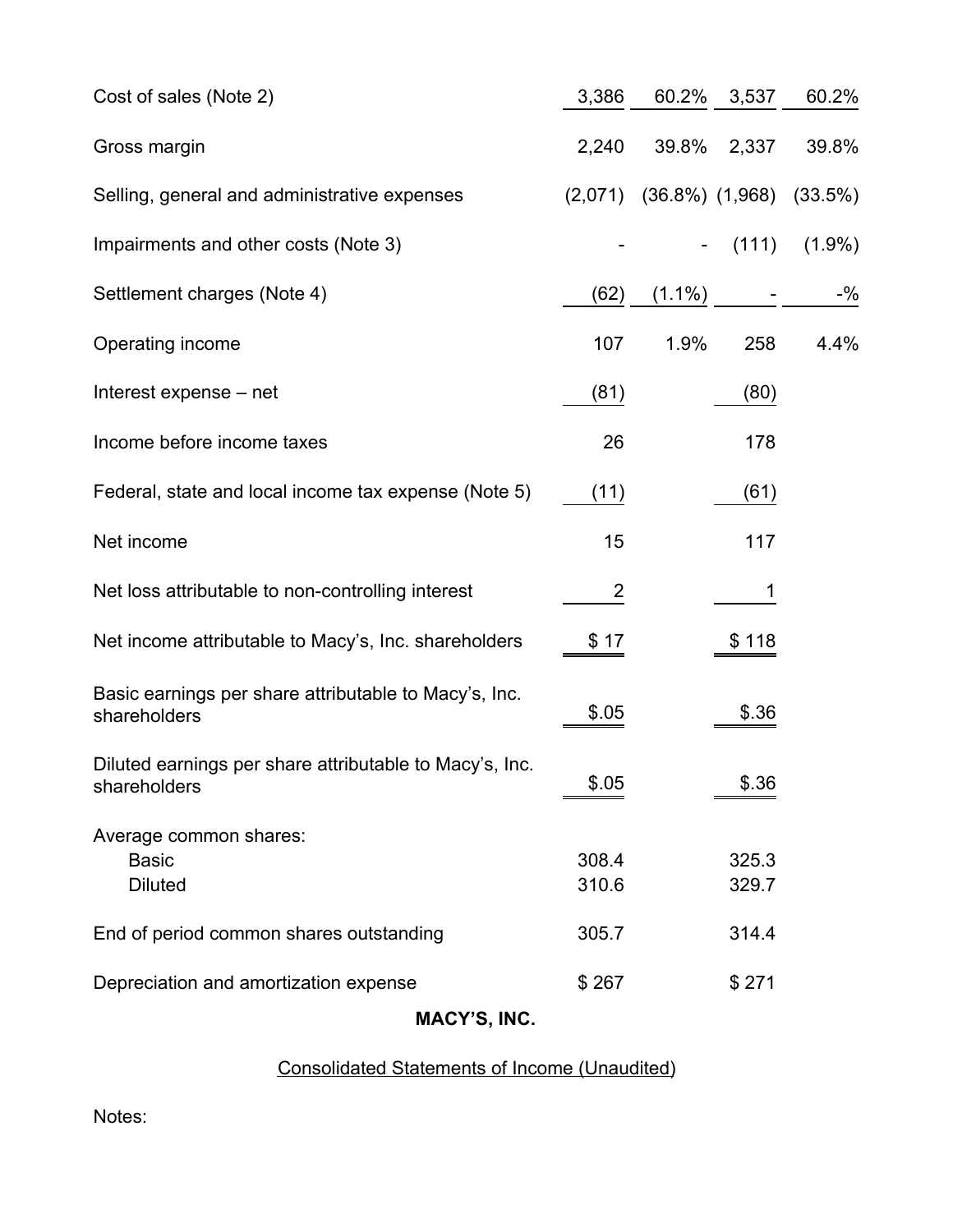| | | | | |
|---|---|---|---|---|
| Cost of sales (Note 2) | 3,386 | 60.2% | 3,537 | 60.2% |
| Gross margin | 2,240 | 39.8% | 2,337 | 39.8% |
| Selling, general and administrative expenses | (2,071) | (36.8%) | (1,968) | (33.5%) |
| Impairments and other costs (Note 3) | - | - | (111) | (1.9%) |
| Settlement charges (Note 4) | (62) | (1.1%) | - | -% |
| Operating income | 107 | 1.9% | 258 | 4.4% |
| Interest expense – net | (81) | | (80) | |
| Income before income taxes | 26 | | 178 | |
| Federal, state and local income tax expense (Note 5) | (11) | | (61) | |
| Net income | 15 | | 117 | |
| Net loss attributable to non-controlling interest | 2 | | 1 | |
| Net income attributable to Macy's, Inc. shareholders | $ 17 | | $ 118 | |
| Basic earnings per share attributable to Macy's, Inc. shareholders | $.05 | | $.36 | |
| Diluted earnings per share attributable to Macy's, Inc. shareholders | $.05 | | $.36 | |
| Average common shares: | | | | |
| Basic | 308.4 | | 325.3 | |
| Diluted | 310.6 | | 329.7 | |
| End of period common shares outstanding | 305.7 | | 314.4 | |
| Depreciation and amortization expense | $ 267 | | $ 271 | |

**MACY'S, INC.**

Consolidated Statements of Income (Unaudited)

Notes: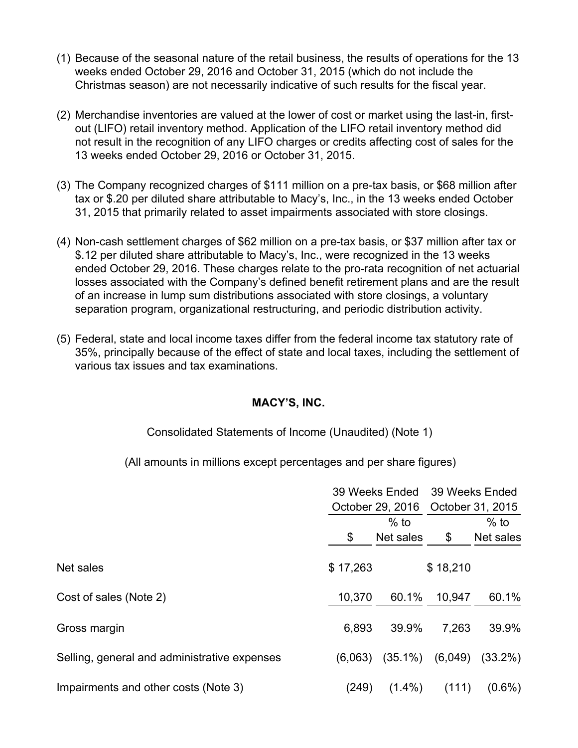(1) Because of the seasonal nature of the retail business, the results of operations for the 13 weeks ended October 29, 2016 and October 31, 2015 (which do not include the Christmas season) are not necessarily indicative of such results for the fiscal year.

(2) Merchandise inventories are valued at the lower of cost or market using the last-in, first-out (LIFO) retail inventory method. Application of the LIFO retail inventory method did not result in the recognition of any LIFO charges or credits affecting cost of sales for the 13 weeks ended October 29, 2016 or October 31, 2015.

(3) The Company recognized charges of $111 million on a pre-tax basis, or $68 million after tax or $.20 per diluted share attributable to Macy's, Inc., in the 13 weeks ended October 31, 2015 that primarily related to asset impairments associated with store closings.

(4) Non-cash settlement charges of $62 million on a pre-tax basis, or $37 million after tax or $.12 per diluted share attributable to Macy's, Inc., were recognized in the 13 weeks ended October 29, 2016. These charges relate to the pro-rata recognition of net actuarial losses associated with the Company's defined benefit retirement plans and are the result of an increase in lump sum distributions associated with store closings, a voluntary separation program, organizational restructuring, and periodic distribution activity.

(5) Federal, state and local income taxes differ from the federal income tax statutory rate of 35%, principally because of the effect of state and local taxes, including the settlement of various tax issues and tax examinations.

**MACY'S, INC.**

Consolidated Statements of Income (Unaudited) (Note 1)

(All amounts in millions except percentages and per share figures)

| | 39 Weeks Ended October 29, 2016 | | 39 Weeks Ended October 31, 2015 | |
|---|---|---|---|---|
| | $ | % to Net sales | $ | % to Net sales |
| Net sales | $ 17,263 | | $ 18,210 | |
| Cost of sales (Note 2) | 10,370 | 60.1% | 10,947 | 60.1% |
| Gross margin | 6,893 | 39.9% | 7,263 | 39.9% |
| Selling, general and administrative expenses | (6,063) | (35.1%) | (6,049) | (33.2%) |
| Impairments and other costs (Note 3) | (249) | (1.4%) | (111) | (0.6%) |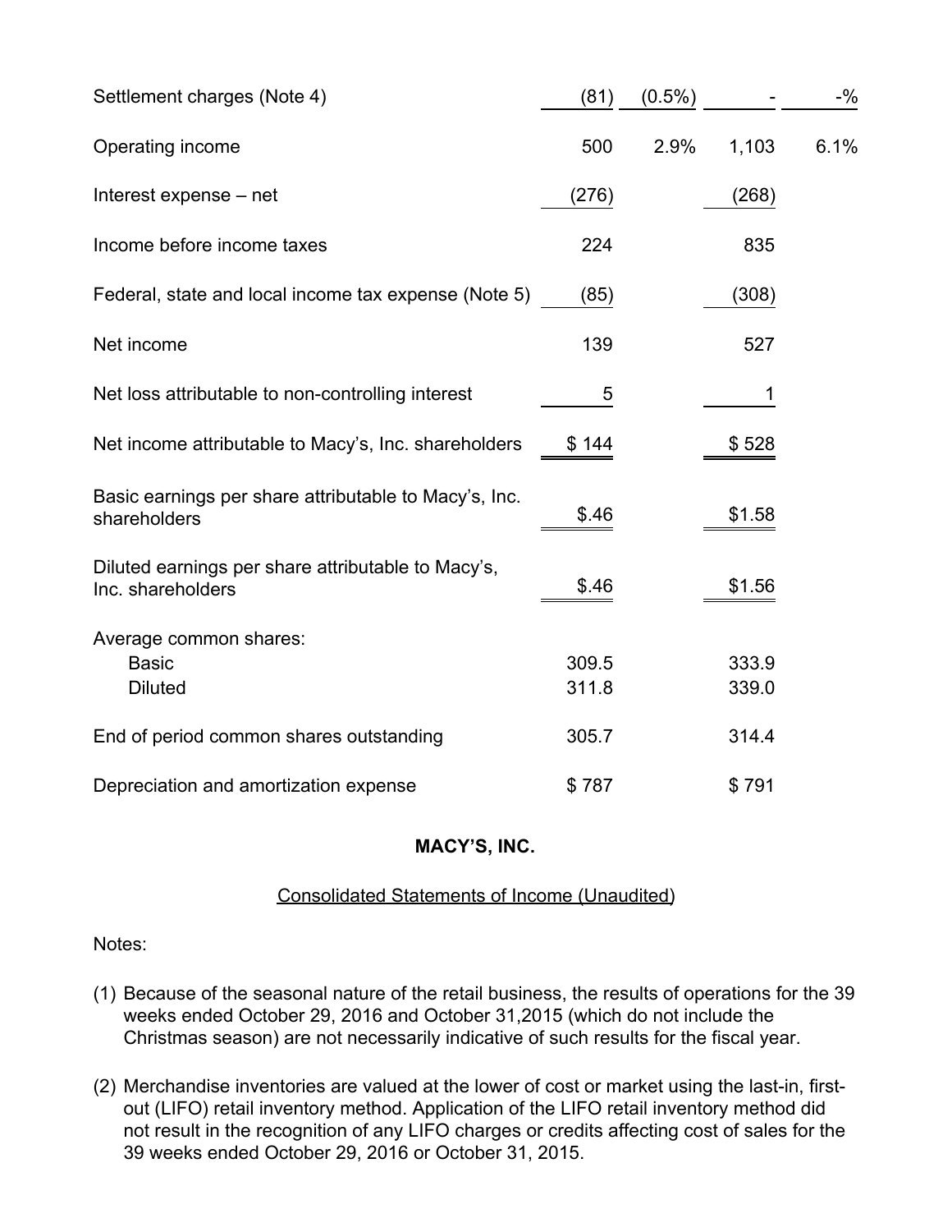| | | | | |
|---|---|---|---|---|
| Settlement charges (Note 4) | (81) | (0.5%) | - | -% |
| Operating income | 500 | 2.9% | 1,103 | 6.1% |
| Interest expense – net | (276) | | (268) | |
| Income before income taxes | 224 | | 835 | |
| Federal, state and local income tax expense (Note 5) | (85) | | (308) | |
| Net income | 139 | | 527 | |
| Net loss attributable to non-controlling interest | 5 | | 1 | |
| Net income attributable to Macy's, Inc. shareholders | $ 144 | | $ 528 | |
| Basic earnings per share attributable to Macy's, Inc. shareholders | $.46 | | $1.58 | |
| Diluted earnings per share attributable to Macy's, Inc. shareholders | $.46 | | $1.56 | |
| Average common shares: | | | | |
| Basic | 309.5 | | 333.9 | |
| Diluted | 311.8 | | 339.0 | |
| End of period common shares outstanding | 305.7 | | 314.4 | |
| Depreciation and amortization expense | $ 787 | | $ 791 | |

**MACY'S, INC.**

Consolidated Statements of Income (Unaudited)

Notes:

(1) Because of the seasonal nature of the retail business, the results of operations for the 39 weeks ended October 29, 2016 and October 31,2015 (which do not include the Christmas season) are not necessarily indicative of such results for the fiscal year.

(2) Merchandise inventories are valued at the lower of cost or market using the last-in, first-out (LIFO) retail inventory method. Application of the LIFO retail inventory method did not result in the recognition of any LIFO charges or credits affecting cost of sales for the 39 weeks ended October 29, 2016 or October 31, 2015.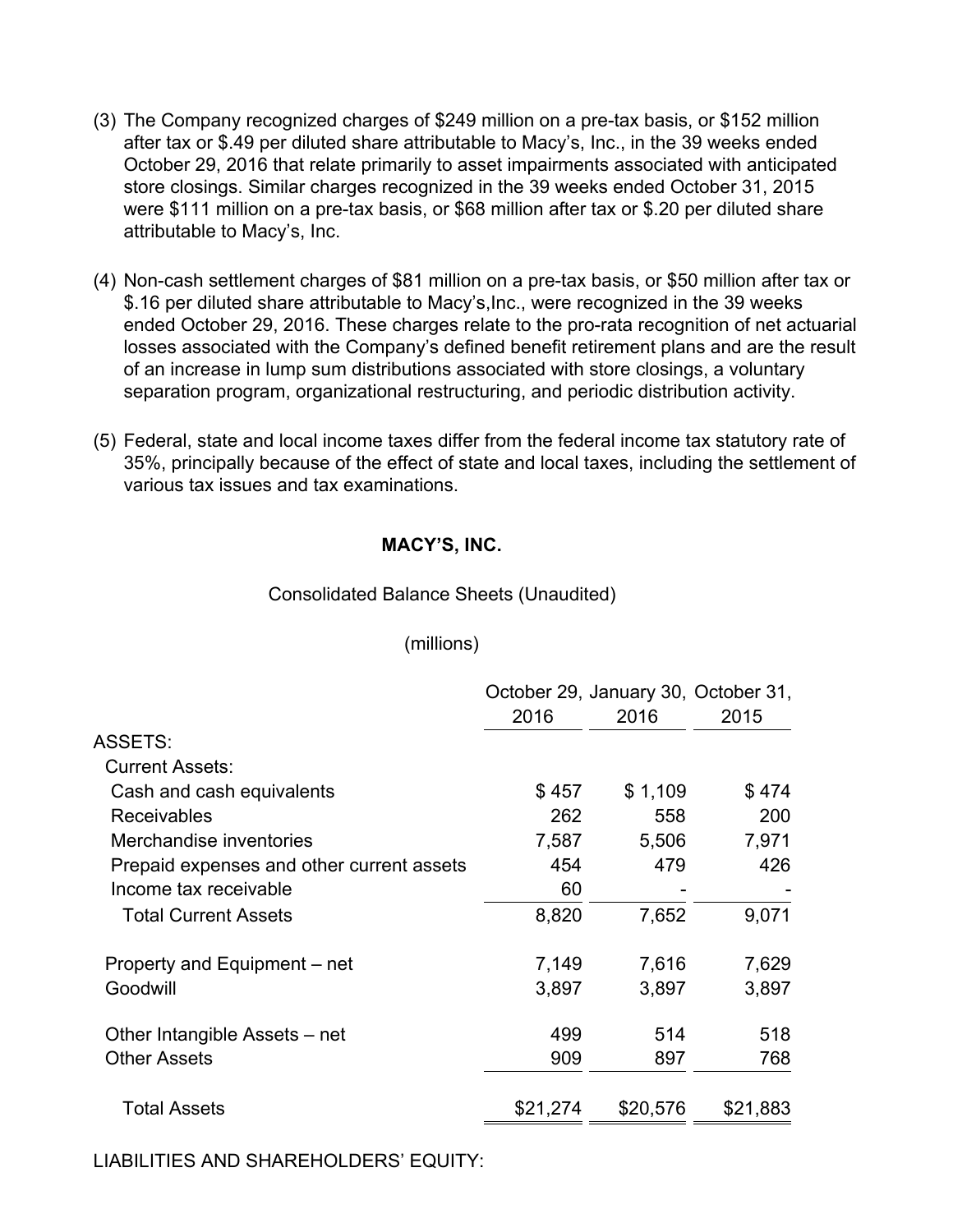(3) The Company recognized charges of $249 million on a pre-tax basis, or $152 million after tax or $.49 per diluted share attributable to Macy's, Inc., in the 39 weeks ended October 29, 2016 that relate primarily to asset impairments associated with anticipated store closings. Similar charges recognized in the 39 weeks ended October 31, 2015 were $111 million on a pre-tax basis, or $68 million after tax or $.20 per diluted share attributable to Macy's, Inc.

(4) Non-cash settlement charges of $81 million on a pre-tax basis, or $50 million after tax or $.16 per diluted share attributable to Macy's,Inc., were recognized in the 39 weeks ended October 29, 2016. These charges relate to the pro-rata recognition of net actuarial losses associated with the Company's defined benefit retirement plans and are the result of an increase in lump sum distributions associated with store closings, a voluntary separation program, organizational restructuring, and periodic distribution activity.

(5) Federal, state and local income taxes differ from the federal income tax statutory rate of 35%, principally because of the effect of state and local taxes, including the settlement of various tax issues and tax examinations.

**MACY'S, INC.**

Consolidated Balance Sheets (Unaudited)

(millions)

| | October 29, 2016 | January 30, 2016 | October 31, 2015 |
|---|---|---|---|
| ASSETS: | | | |
| Current Assets: | | | |
| Cash and cash equivalents | $ 457 | $ 1,109 | $ 474 |
| Receivables | 262 | 558 | 200 |
| Merchandise inventories | 7,587 | 5,506 | 7,971 |
| Prepaid expenses and other current assets | 454 | 479 | 426 |
| Income tax receivable | 60 | - | - |
| Total Current Assets | 8,820 | 7,652 | 9,071 |
| Property and Equipment – net | 7,149 | 7,616 | 7,629 |
| Goodwill | 3,897 | 3,897 | 3,897 |
| Other Intangible Assets – net | 499 | 514 | 518 |
| Other Assets | 909 | 897 | 768 |
| Total Assets | $21,274 | $20,576 | $21,883 |

LIABILITIES AND SHAREHOLDERS' EQUITY: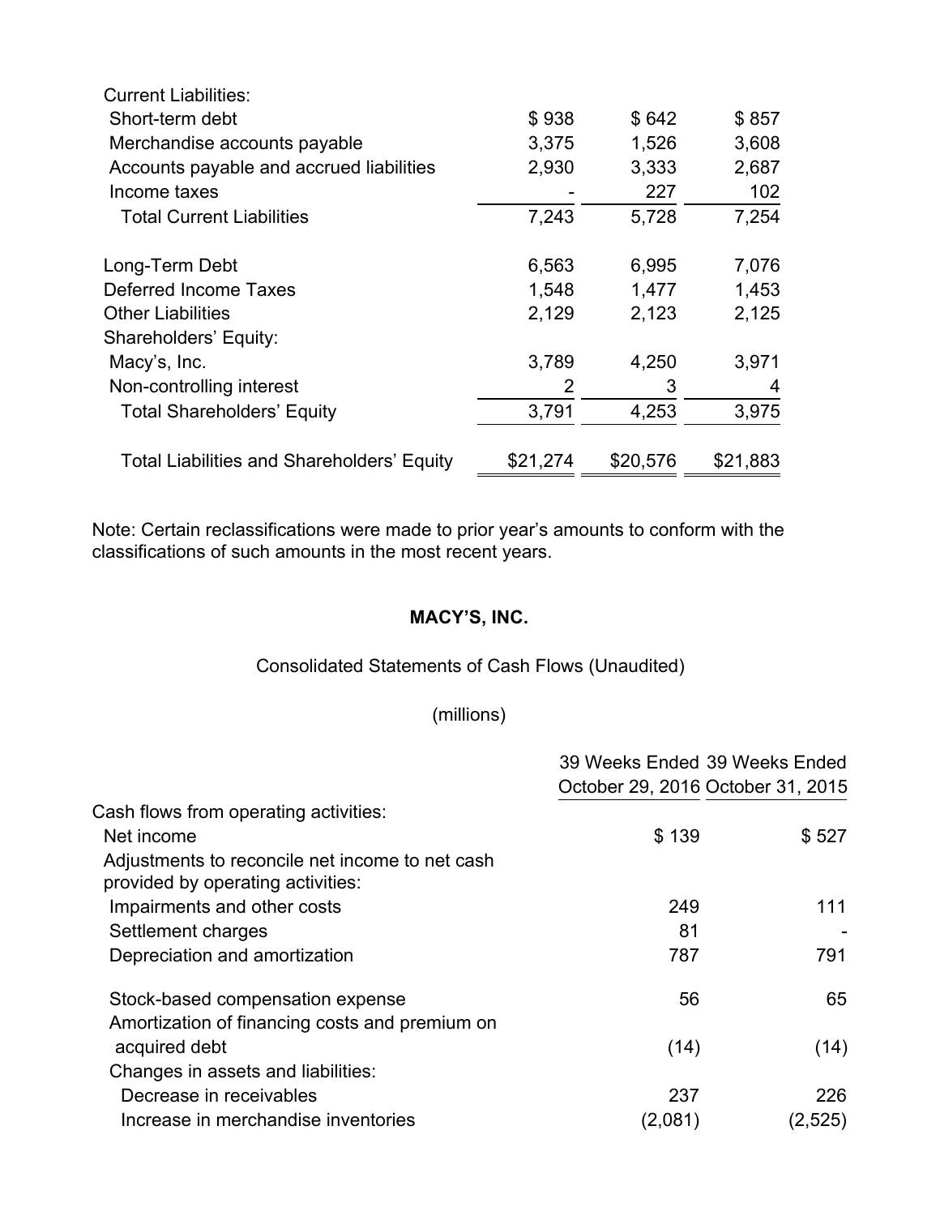| | | | |
|---|---|---|---|
| Current Liabilities: | | | |
| Short-term debt | $ 938 | $ 642 | $ 857 |
| Merchandise accounts payable | 3,375 | 1,526 | 3,608 |
| Accounts payable and accrued liabilities | 2,930 | 3,333 | 2,687 |
| Income taxes | - | 227 | 102 |
| Total Current Liabilities | 7,243 | 5,728 | 7,254 |
| Long-Term Debt | 6,563 | 6,995 | 7,076 |
| Deferred Income Taxes | 1,548 | 1,477 | 1,453 |
| Other Liabilities | 2,129 | 2,123 | 2,125 |
| Shareholders' Equity: | | | |
| Macy's, Inc. | 3,789 | 4,250 | 3,971 |
| Non-controlling interest | 2 | 3 | 4 |
| Total Shareholders' Equity | 3,791 | 4,253 | 3,975 |
| Total Liabilities and Shareholders' Equity | $21,274 | $20,576 | $21,883 |

Note: Certain reclassifications were made to prior year's amounts to conform with the classifications of such amounts in the most recent years.

**MACY'S, INC.**

Consolidated Statements of Cash Flows (Unaudited)

(millions)

| | 39 Weeks Ended October 29, 2016 | 39 Weeks Ended October 31, 2015 |
|---|---|---|
| Cash flows from operating activities: | | |
| Net income | $ 139 | $ 527 |
| Adjustments to reconcile net income to net cash provided by operating activities: | | |
| Impairments and other costs | 249 | 111 |
| Settlement charges | 81 | - |
| Depreciation and amortization | 787 | 791 |
| Stock-based compensation expense | 56 | 65 |
| Amortization of financing costs and premium on acquired debt | (14) | (14) |
| Changes in assets and liabilities: | | |
| Decrease in receivables | 237 | 226 |
| Increase in merchandise inventories | (2,081) | (2,525) |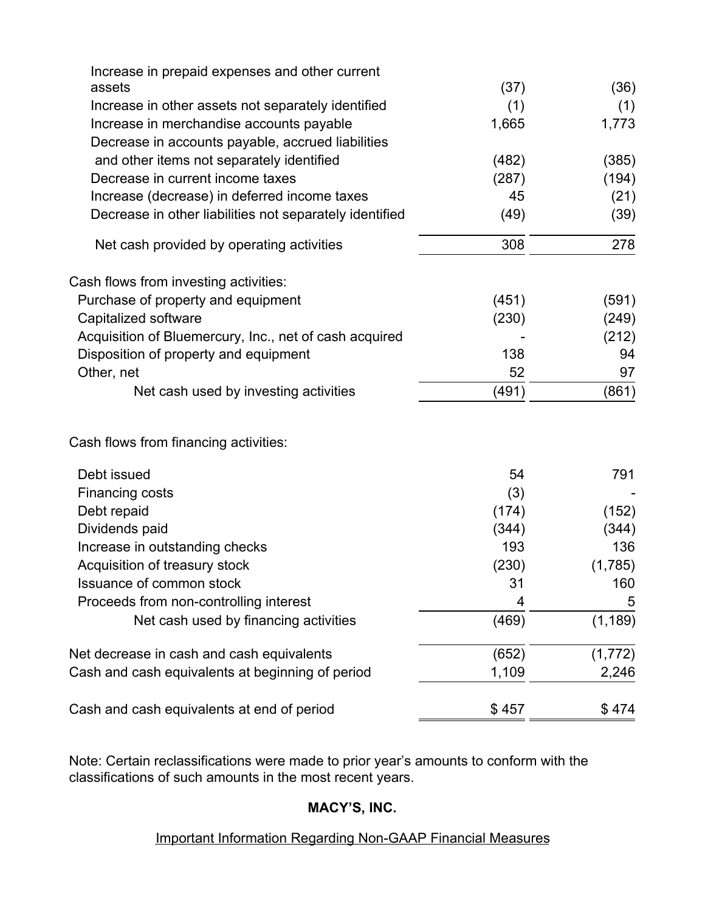| | | |
|---|---|---|
| Increase in prepaid expenses and other current assets | (37) | (36) |
| Increase in other assets not separately identified | (1) | (1) |
| Increase in merchandise accounts payable | 1,665 | 1,773 |
| Decrease in accounts payable, accrued liabilities and other items not separately identified | (482) | (385) |
| Decrease in current income taxes | (287) | (194) |
| Increase (decrease) in deferred income taxes | 45 | (21) |
| Decrease in other liabilities not separately identified | (49) | (39) |
| Net cash provided by operating activities | 308 | 278 |
| Cash flows from investing activities: | | |
| Purchase of property and equipment | (451) | (591) |
| Capitalized software | (230) | (249) |
| Acquisition of Bluemercury, Inc., net of cash acquired | - | (212) |
| Disposition of property and equipment | 138 | 94 |
| Other, net | 52 | 97 |
| Net cash used by investing activities | (491) | (861) |
| Cash flows from financing activities: | | |
| Debt issued | 54 | 791 |
| Financing costs | (3) | - |
| Debt repaid | (174) | (152) |
| Dividends paid | (344) | (344) |
| Increase in outstanding checks | 193 | 136 |
| Acquisition of treasury stock | (230) | (1,785) |
| Issuance of common stock | 31 | 160 |
| Proceeds from non-controlling interest | 4 | 5 |
| Net cash used by financing activities | (469) | (1,189) |
| Net decrease in cash and cash equivalents | (652) | (1,772) |
| Cash and cash equivalents at beginning of period | 1,109 | 2,246 |
| Cash and cash equivalents at end of period | $ 457 | $ 474 |

Note: Certain reclassifications were made to prior year's amounts to conform with the classifications of such amounts in the most recent years.

**MACY'S, INC.**

Important Information Regarding Non-GAAP Financial Measures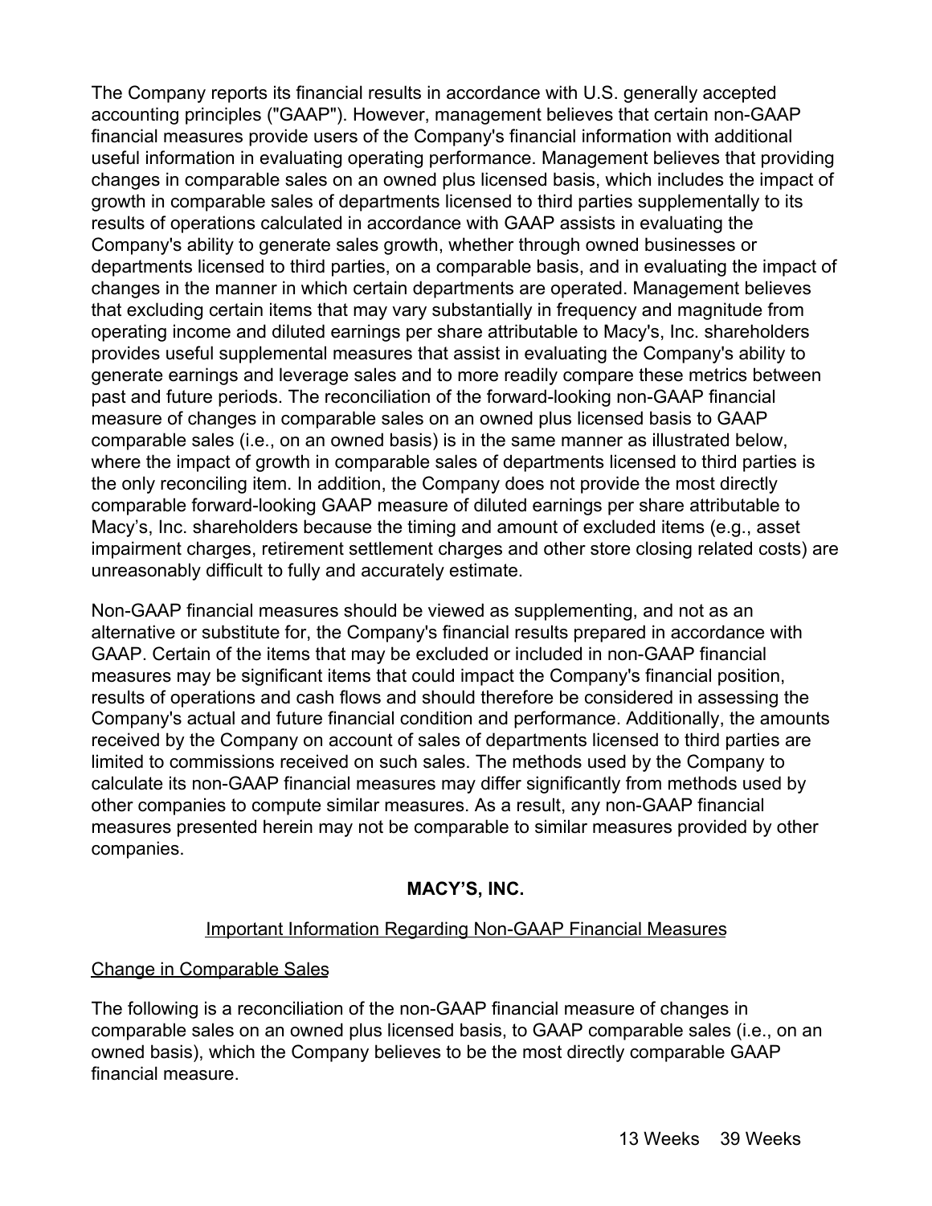The Company reports its financial results in accordance with U.S. generally accepted accounting principles ("GAAP"). However, management believes that certain non-GAAP financial measures provide users of the Company's financial information with additional useful information in evaluating operating performance. Management believes that providing changes in comparable sales on an owned plus licensed basis, which includes the impact of growth in comparable sales of departments licensed to third parties supplementally to its results of operations calculated in accordance with GAAP assists in evaluating the Company's ability to generate sales growth, whether through owned businesses or departments licensed to third parties, on a comparable basis, and in evaluating the impact of changes in the manner in which certain departments are operated. Management believes that excluding certain items that may vary substantially in frequency and magnitude from operating income and diluted earnings per share attributable to Macy's, Inc. shareholders provides useful supplemental measures that assist in evaluating the Company's ability to generate earnings and leverage sales and to more readily compare these metrics between past and future periods. The reconciliation of the forward-looking non-GAAP financial measure of changes in comparable sales on an owned plus licensed basis to GAAP comparable sales (i.e., on an owned basis) is in the same manner as illustrated below, where the impact of growth in comparable sales of departments licensed to third parties is the only reconciling item. In addition, the Company does not provide the most directly comparable forward-looking GAAP measure of diluted earnings per share attributable to Macy's, Inc. shareholders because the timing and amount of excluded items (e.g., asset impairment charges, retirement settlement charges and other store closing related costs) are unreasonably difficult to fully and accurately estimate.

Non-GAAP financial measures should be viewed as supplementing, and not as an alternative or substitute for, the Company's financial results prepared in accordance with GAAP. Certain of the items that may be excluded or included in non-GAAP financial measures may be significant items that could impact the Company's financial position, results of operations and cash flows and should therefore be considered in assessing the Company's actual and future financial condition and performance. Additionally, the amounts received by the Company on account of sales of departments licensed to third parties are limited to commissions received on such sales. The methods used by the Company to calculate its non-GAAP financial measures may differ significantly from methods used by other companies to compute similar measures. As a result, any non-GAAP financial measures presented herein may not be comparable to similar measures provided by other companies.

**MACY'S, INC.**

Important Information Regarding Non-GAAP Financial Measures

Change in Comparable Sales

The following is a reconciliation of the non-GAAP financial measure of changes in comparable sales on an owned plus licensed basis, to GAAP comparable sales (i.e., on an owned basis), which the Company believes to be the most directly comparable GAAP financial measure.

| | 13 Weeks | 39 Weeks |
|---|---|---|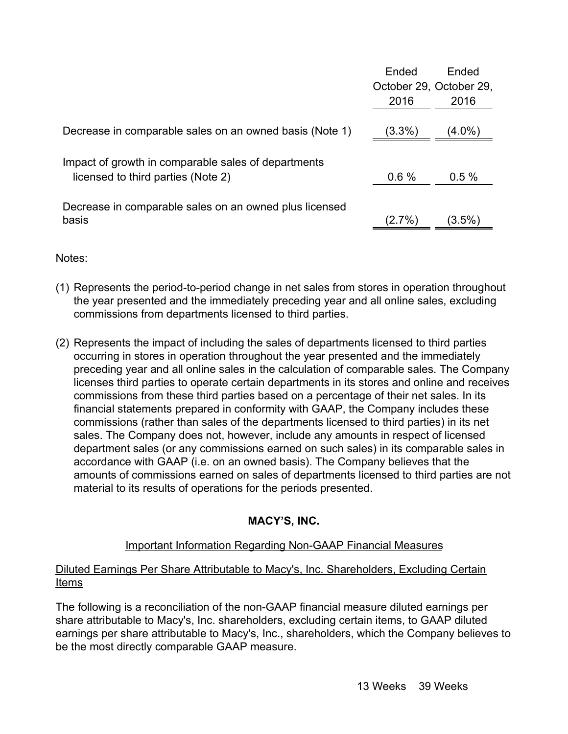| | Ended October 29, 2016 | Ended October 29, 2016 |
|---|---|---|
| Decrease in comparable sales on an owned basis (Note 1) | (3.3%) | (4.0%) |
| Impact of growth in comparable sales of departments licensed to third parties (Note 2) | 0.6 % | 0.5 % |
| Decrease in comparable sales on an owned plus licensed basis | (2.7%) | (3.5%) |

Notes:

(1) Represents the period-to-period change in net sales from stores in operation throughout the year presented and the immediately preceding year and all online sales, excluding commissions from departments licensed to third parties.

(2) Represents the impact of including the sales of departments licensed to third parties occurring in stores in operation throughout the year presented and the immediately preceding year and all online sales in the calculation of comparable sales. The Company licenses third parties to operate certain departments in its stores and online and receives commissions from these third parties based on a percentage of their net sales. In its financial statements prepared in conformity with GAAP, the Company includes these commissions (rather than sales of the departments licensed to third parties) in its net sales. The Company does not, however, include any amounts in respect of licensed department sales (or any commissions earned on such sales) in its comparable sales in accordance with GAAP (i.e. on an owned basis). The Company believes that the amounts of commissions earned on sales of departments licensed to third parties are not material to its results of operations for the periods presented.

**MACY'S, INC.**

Important Information Regarding Non-GAAP Financial Measures

Diluted Earnings Per Share Attributable to Macy's, Inc. Shareholders, Excluding Certain Items

The following is a reconciliation of the non-GAAP financial measure diluted earnings per share attributable to Macy's, Inc. shareholders, excluding certain items, to GAAP diluted earnings per share attributable to Macy's, Inc., shareholders, which the Company believes to be the most directly comparable GAAP measure.

| 13 Weeks | 39 Weeks |
|---|---|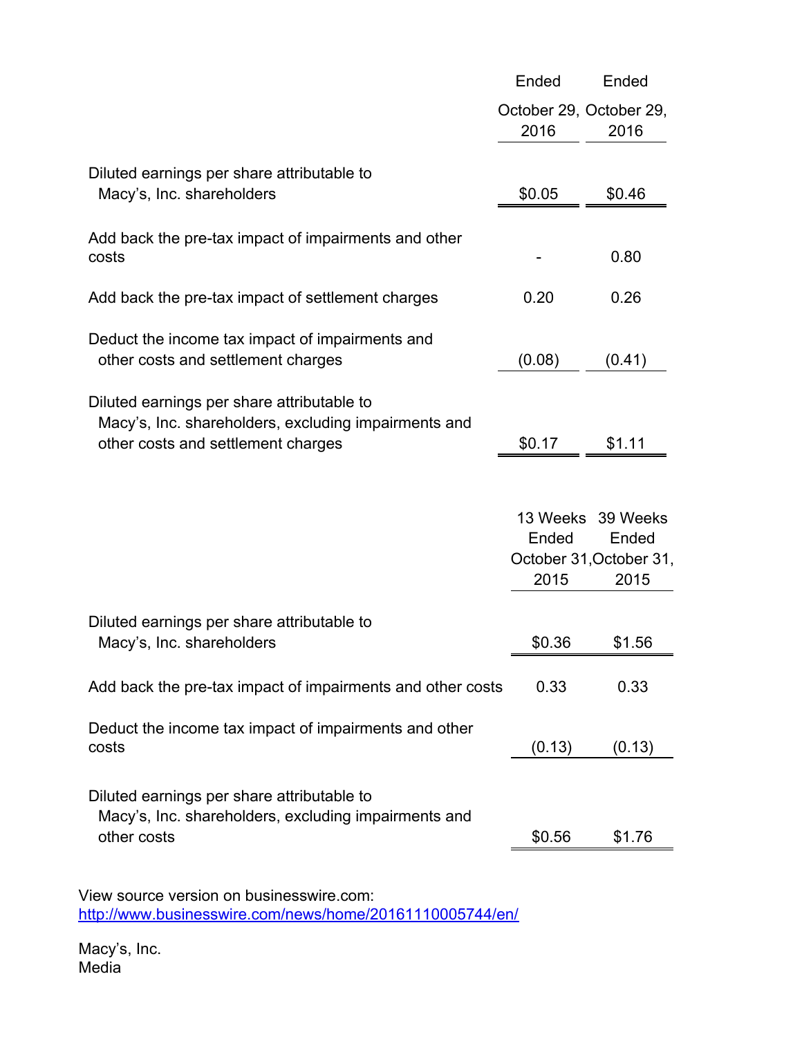| | Ended October 29, 2016 | Ended October 29, 2016 |
|---|---|---|
| Diluted earnings per share attributable to Macy's, Inc. shareholders | $0.05 | $0.46 |
| Add back the pre-tax impact of impairments and other costs | - | 0.80 |
| Add back the pre-tax impact of settlement charges | 0.20 | 0.26 |
| Deduct the income tax impact of impairments and other costs and settlement charges | (0.08) | (0.41) |
| Diluted earnings per share attributable to Macy's, Inc. shareholders, excluding impairments and other costs and settlement charges | $0.17 | $1.11 |

| | 13 Weeks Ended October 31, 2015 | 39 Weeks Ended October 31, 2015 |
|---|---|---|
| Diluted earnings per share attributable to Macy's, Inc. shareholders | $0.36 | $1.56 |
| Add back the pre-tax impact of impairments and other costs | 0.33 | 0.33 |
| Deduct the income tax impact of impairments and other costs | (0.13) | (0.13) |
| Diluted earnings per share attributable to Macy's, Inc. shareholders, excluding impairments and other costs | $0.56 | $1.76 |

View source version on businesswire.com: http://www.businesswire.com/news/home/20161110005744/en/

Macy's, Inc.
Media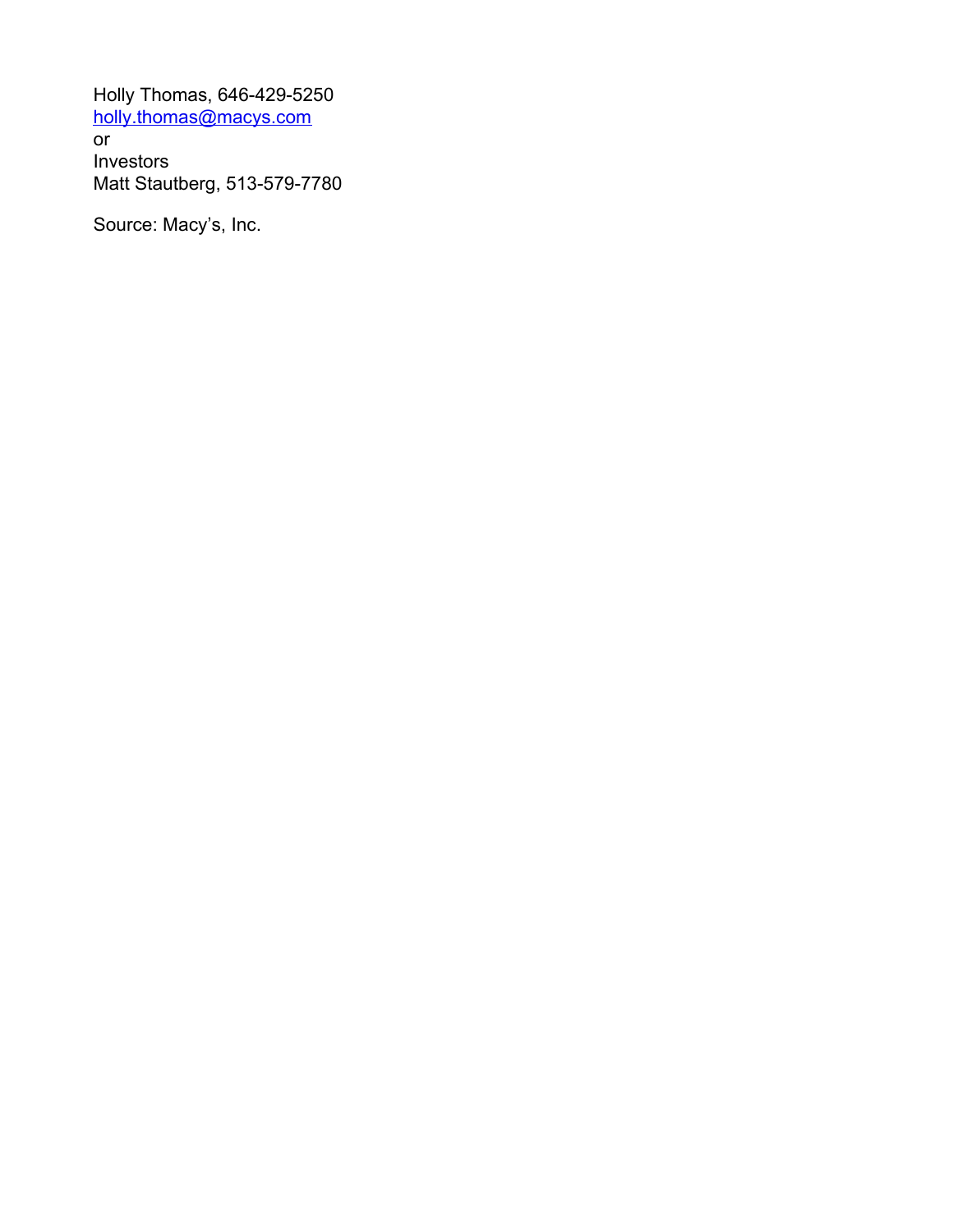Holly Thomas, 646-429-5250
holly.thomas@macys.com
or
Investors
Matt Stautberg, 513-579-7780

Source: Macy's, Inc.